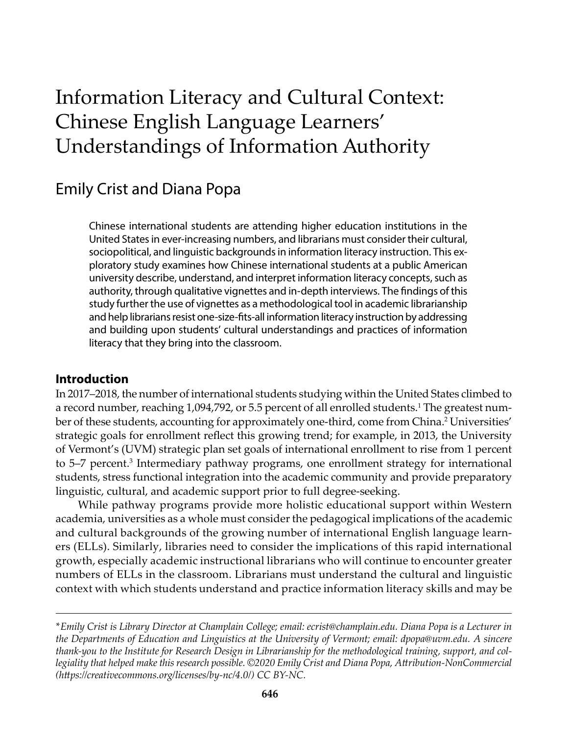# Information Literacy and Cultural Context: Chinese English Language Learners' Understandings of Information Authority

## Emily Crist and Diana Popa

Chinese international students are attending higher education institutions in the United States in ever-increasing numbers, and librarians must consider their cultural, sociopolitical, and linguistic backgrounds in information literacy instruction. This exploratory study examines how Chinese international students at a public American university describe, understand, and interpret information literacy concepts, such as authority, through qualitative vignettes and in-depth interviews. The findings of this study further the use of vignettes as a methodological tool in academic librarianship and help librarians resist one-size-fits-all information literacy instruction by addressing and building upon students' cultural understandings and practices of information literacy that they bring into the classroom.

### Introduction

In 2017–2018, the number of international students studying within the United States climbed to a record number, reaching 1,094,792, or 5.5 percent of all enrolled students.[1] The greatest number of these students, accounting for approximately one-third, come from China.[2] Universities' strategic goals for enrollment reflect this growing trend; for example, in 2013, the University of Vermont's (UVM) strategic plan set goals of international enrollment to rise from 1 percent to 5–7 percent.[3] Intermediary pathway programs, one enrollment strategy for international students, stress functional integration into the academic community and provide preparatory linguistic, cultural, and academic support prior to full degree-seeking.

While pathway programs provide more holistic educational support within Western academia, universities as a whole must consider the pedagogical implications of the academic and cultural backgrounds of the growing number of international English language learners (ELLs). Similarly, libraries need to consider the implications of this rapid international growth, especially academic instructional librarians who will continue to encounter greater numbers of ELLs in the classroom. Librarians must understand the cultural and linguistic context with which students understand and practice information literacy skills and may be

---

*\*Emily Crist is Library Director at Champlain College; email: ecrist@champlain.edu. Diana Popa is a Lecturer in the Departments of Education and Linguistics at the University of Vermont; email: dpopa@uvm.edu. A sincere thank-you to the Institute for Research Design in Librarianship for the methodological training, support, and collegiality that helped make this research possible. ©2020 Emily Crist and Diana Popa, Attribution-NonCommercial (https://creativecommons.org/licenses/by-nc/4.0/) CC BY-NC.*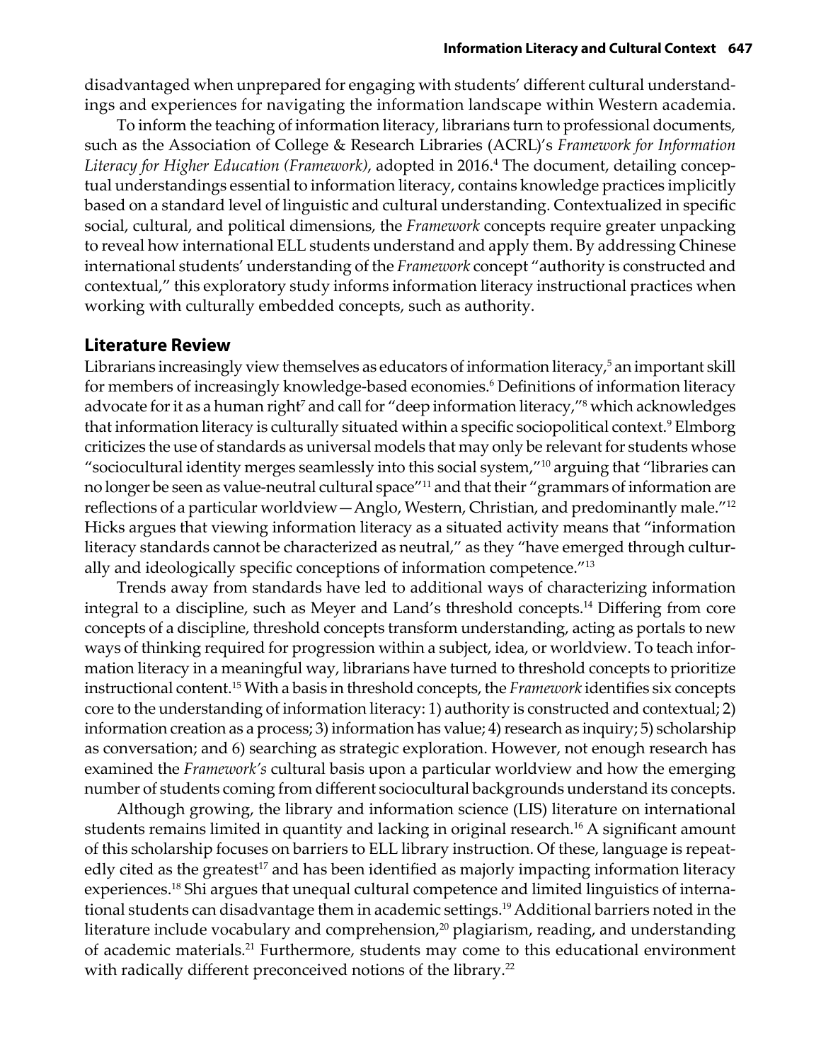disadvantaged when unprepared for engaging with students' different cultural understandings and experiences for navigating the information landscape within Western academia.

To inform the teaching of information literacy, librarians turn to professional documents, such as the Association of College & Research Libraries (ACRL)'s *Framework for Information Literacy for Higher Education (Framework)*, adopted in 2016.[4] The document, detailing conceptual understandings essential to information literacy, contains knowledge practices implicitly based on a standard level of linguistic and cultural understanding. Contextualized in specific social, cultural, and political dimensions, the *Framework* concepts require greater unpacking to reveal how international ELL students understand and apply them. By addressing Chinese international students' understanding of the *Framework* concept "authority is constructed and contextual," this exploratory study informs information literacy instructional practices when working with culturally embedded concepts, such as authority.

## Literature Review

Librarians increasingly view themselves as educators of information literacy,[5] an important skill for members of increasingly knowledge-based economies.[6] Definitions of information literacy advocate for it as a human right[7] and call for "deep information literacy,"[8] which acknowledges that information literacy is culturally situated within a specific sociopolitical context.[9] Elmborg criticizes the use of standards as universal models that may only be relevant for students whose "sociocultural identity merges seamlessly into this social system,"[10] arguing that "libraries can no longer be seen as value-neutral cultural space"[11] and that their "grammars of information are reflections of a particular worldview—Anglo, Western, Christian, and predominantly male."[12] Hicks argues that viewing information literacy as a situated activity means that "information literacy standards cannot be characterized as neutral," as they "have emerged through culturally and ideologically specific conceptions of information competence."[13]

Trends away from standards have led to additional ways of characterizing information integral to a discipline, such as Meyer and Land's threshold concepts.[14] Differing from core concepts of a discipline, threshold concepts transform understanding, acting as portals to new ways of thinking required for progression within a subject, idea, or worldview. To teach information literacy in a meaningful way, librarians have turned to threshold concepts to prioritize instructional content.[15] With a basis in threshold concepts, the *Framework* identifies six concepts core to the understanding of information literacy: 1) authority is constructed and contextual; 2) information creation as a process; 3) information has value; 4) research as inquiry; 5) scholarship as conversation; and 6) searching as strategic exploration. However, not enough research has examined the *Framework's* cultural basis upon a particular worldview and how the emerging number of students coming from different sociocultural backgrounds understand its concepts.

Although growing, the library and information science (LIS) literature on international students remains limited in quantity and lacking in original research.[16] A significant amount of this scholarship focuses on barriers to ELL library instruction. Of these, language is repeatedly cited as the greatest[17] and has been identified as majorly impacting information literacy experiences.[18] Shi argues that unequal cultural competence and limited linguistics of international students can disadvantage them in academic settings.[19] Additional barriers noted in the literature include vocabulary and comprehension,[20] plagiarism, reading, and understanding of academic materials.[21] Furthermore, students may come to this educational environment with radically different preconceived notions of the library.[22]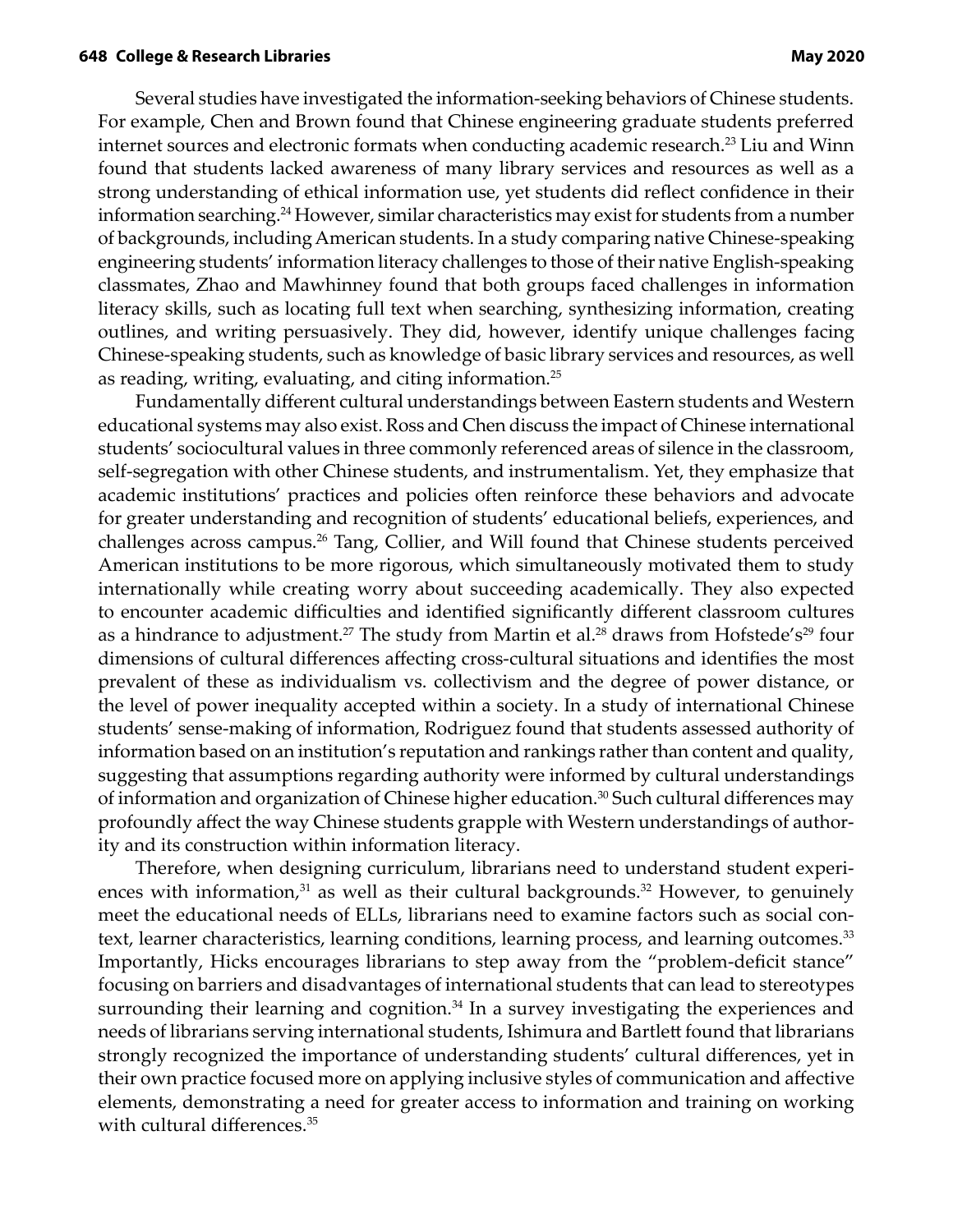Several studies have investigated the information-seeking behaviors of Chinese students. For example, Chen and Brown found that Chinese engineering graduate students preferred internet sources and electronic formats when conducting academic research.[23] Liu and Winn found that students lacked awareness of many library services and resources as well as a strong understanding of ethical information use, yet students did reflect confidence in their information searching.[24] However, similar characteristics may exist for students from a number of backgrounds, including American students. In a study comparing native Chinese-speaking engineering students' information literacy challenges to those of their native English-speaking classmates, Zhao and Mawhinney found that both groups faced challenges in information literacy skills, such as locating full text when searching, synthesizing information, creating outlines, and writing persuasively. They did, however, identify unique challenges facing Chinese-speaking students, such as knowledge of basic library services and resources, as well as reading, writing, evaluating, and citing information.[25]

Fundamentally different cultural understandings between Eastern students and Western educational systems may also exist. Ross and Chen discuss the impact of Chinese international students' sociocultural values in three commonly referenced areas of silence in the classroom, self-segregation with other Chinese students, and instrumentalism. Yet, they emphasize that academic institutions' practices and policies often reinforce these behaviors and advocate for greater understanding and recognition of students' educational beliefs, experiences, and challenges across campus.[26] Tang, Collier, and Will found that Chinese students perceived American institutions to be more rigorous, which simultaneously motivated them to study internationally while creating worry about succeeding academically. They also expected to encounter academic difficulties and identified significantly different classroom cultures as a hindrance to adjustment.[27] The study from Martin et al.[28] draws from Hofstede's[29] four dimensions of cultural differences affecting cross-cultural situations and identifies the most prevalent of these as individualism vs. collectivism and the degree of power distance, or the level of power inequality accepted within a society. In a study of international Chinese students' sense-making of information, Rodriguez found that students assessed authority of information based on an institution's reputation and rankings rather than content and quality, suggesting that assumptions regarding authority were informed by cultural understandings of information and organization of Chinese higher education.[30] Such cultural differences may profoundly affect the way Chinese students grapple with Western understandings of authority and its construction within information literacy.

Therefore, when designing curriculum, librarians need to understand student experiences with information,[31] as well as their cultural backgrounds.[32] However, to genuinely meet the educational needs of ELLs, librarians need to examine factors such as social context, learner characteristics, learning conditions, learning process, and learning outcomes.[33] Importantly, Hicks encourages librarians to step away from the "problem-deficit stance" focusing on barriers and disadvantages of international students that can lead to stereotypes surrounding their learning and cognition.[34] In a survey investigating the experiences and needs of librarians serving international students, Ishimura and Bartlett found that librarians strongly recognized the importance of understanding students' cultural differences, yet in their own practice focused more on applying inclusive styles of communication and affective elements, demonstrating a need for greater access to information and training on working with cultural differences.[35]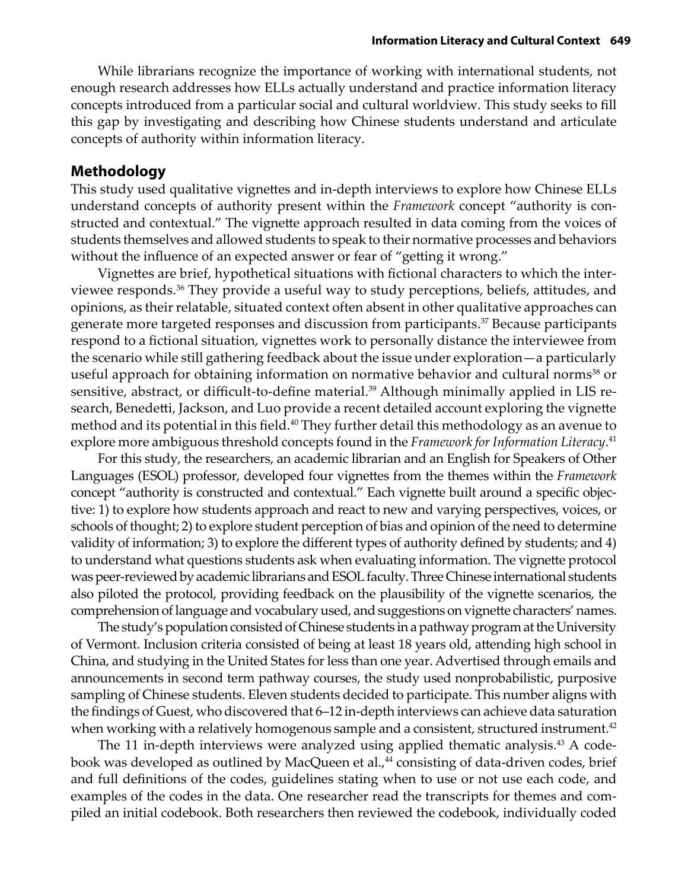While librarians recognize the importance of working with international students, not enough research addresses how ELLs actually understand and practice information literacy concepts introduced from a particular social and cultural worldview. This study seeks to fill this gap by investigating and describing how Chinese students understand and articulate concepts of authority within information literacy.

## Methodology

This study used qualitative vignettes and in-depth interviews to explore how Chinese ELLs understand concepts of authority present within the *Framework* concept "authority is constructed and contextual." The vignette approach resulted in data coming from the voices of students themselves and allowed students to speak to their normative processes and behaviors without the influence of an expected answer or fear of "getting it wrong."

Vignettes are brief, hypothetical situations with fictional characters to which the interviewee responds.[36] They provide a useful way to study perceptions, beliefs, attitudes, and opinions, as their relatable, situated context often absent in other qualitative approaches can generate more targeted responses and discussion from participants.[37] Because participants respond to a fictional situation, vignettes work to personally distance the interviewee from the scenario while still gathering feedback about the issue under exploration—a particularly useful approach for obtaining information on normative behavior and cultural norms[38] or sensitive, abstract, or difficult-to-define material.[39] Although minimally applied in LIS research, Benedetti, Jackson, and Luo provide a recent detailed account exploring the vignette method and its potential in this field.[40] They further detail this methodology as an avenue to explore more ambiguous threshold concepts found in the *Framework for Information Literacy*.[41]

For this study, the researchers, an academic librarian and an English for Speakers of Other Languages (ESOL) professor, developed four vignettes from the themes within the *Framework* concept "authority is constructed and contextual." Each vignette built around a specific objective: 1) to explore how students approach and react to new and varying perspectives, voices, or schools of thought; 2) to explore student perception of bias and opinion of the need to determine validity of information; 3) to explore the different types of authority defined by students; and 4) to understand what questions students ask when evaluating information. The vignette protocol was peer-reviewed by academic librarians and ESOL faculty. Three Chinese international students also piloted the protocol, providing feedback on the plausibility of the vignette scenarios, the comprehension of language and vocabulary used, and suggestions on vignette characters' names.

The study's population consisted of Chinese students in a pathway program at the University of Vermont. Inclusion criteria consisted of being at least 18 years old, attending high school in China, and studying in the United States for less than one year. Advertised through emails and announcements in second term pathway courses, the study used nonprobabilistic, purposive sampling of Chinese students. Eleven students decided to participate. This number aligns with the findings of Guest, who discovered that 6–12 in-depth interviews can achieve data saturation when working with a relatively homogenous sample and a consistent, structured instrument.[42]

The 11 in-depth interviews were analyzed using applied thematic analysis.[43] A codebook was developed as outlined by MacQueen et al.,[44] consisting of data-driven codes, brief and full definitions of the codes, guidelines stating when to use or not use each code, and examples of the codes in the data. One researcher read the transcripts for themes and compiled an initial codebook. Both researchers then reviewed the codebook, individually coded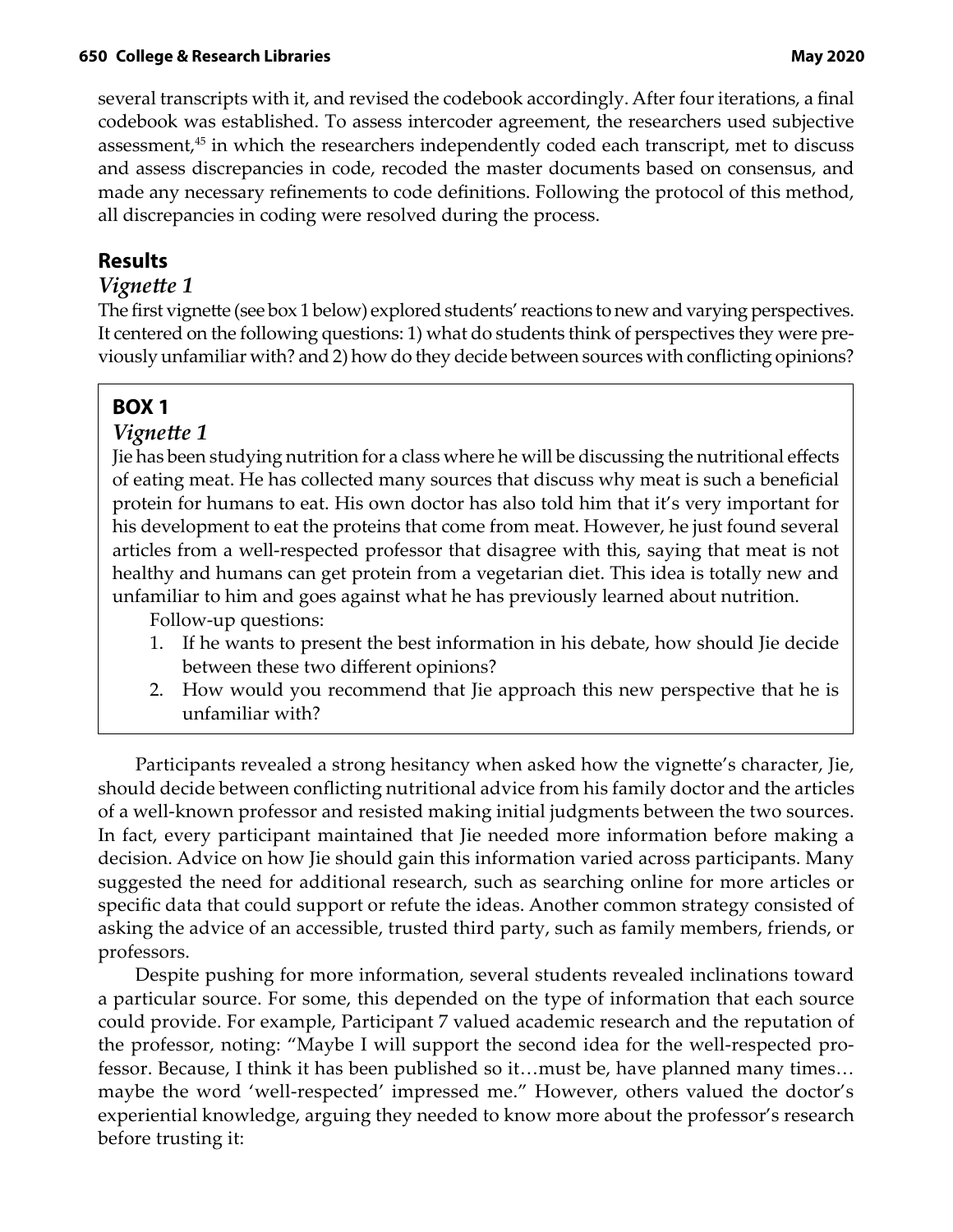several transcripts with it, and revised the codebook accordingly. After four iterations, a final codebook was established. To assess intercoder agreement, the researchers used subjective assessment,[45] in which the researchers independently coded each transcript, met to discuss and assess discrepancies in code, recoded the master documents based on consensus, and made any necessary refinements to code definitions. Following the protocol of this method, all discrepancies in coding were resolved during the process.

## Results

### *Vignette 1*

The first vignette (see box 1 below) explored students' reactions to new and varying perspectives. It centered on the following questions: 1) what do students think of perspectives they were previously unfamiliar with? and 2) how do they decide between sources with conflicting opinions?

> **BOX 1**
>
> ***Vignette 1***
>
> Jie has been studying nutrition for a class where he will be discussing the nutritional effects of eating meat. He has collected many sources that discuss why meat is such a beneficial protein for humans to eat. His own doctor has also told him that it's very important for his development to eat the proteins that come from meat. However, he just found several articles from a well-respected professor that disagree with this, saying that meat is not healthy and humans can get protein from a vegetarian diet. This idea is totally new and unfamiliar to him and goes against what he has previously learned about nutrition.
>
> Follow-up questions:
>
> 1. If he wants to present the best information in his debate, how should Jie decide between these two different opinions?
> 2. How would you recommend that Jie approach this new perspective that he is unfamiliar with?

Participants revealed a strong hesitancy when asked how the vignette's character, Jie, should decide between conflicting nutritional advice from his family doctor and the articles of a well-known professor and resisted making initial judgments between the two sources. In fact, every participant maintained that Jie needed more information before making a decision. Advice on how Jie should gain this information varied across participants. Many suggested the need for additional research, such as searching online for more articles or specific data that could support or refute the ideas. Another common strategy consisted of asking the advice of an accessible, trusted third party, such as family members, friends, or professors.

Despite pushing for more information, several students revealed inclinations toward a particular source. For some, this depended on the type of information that each source could provide. For example, Participant 7 valued academic research and the reputation of the professor, noting: "Maybe I will support the second idea for the well-respected professor. Because, I think it has been published so it…must be, have planned many times…maybe the word 'well-respected' impressed me." However, others valued the doctor's experiential knowledge, arguing they needed to know more about the professor's research before trusting it: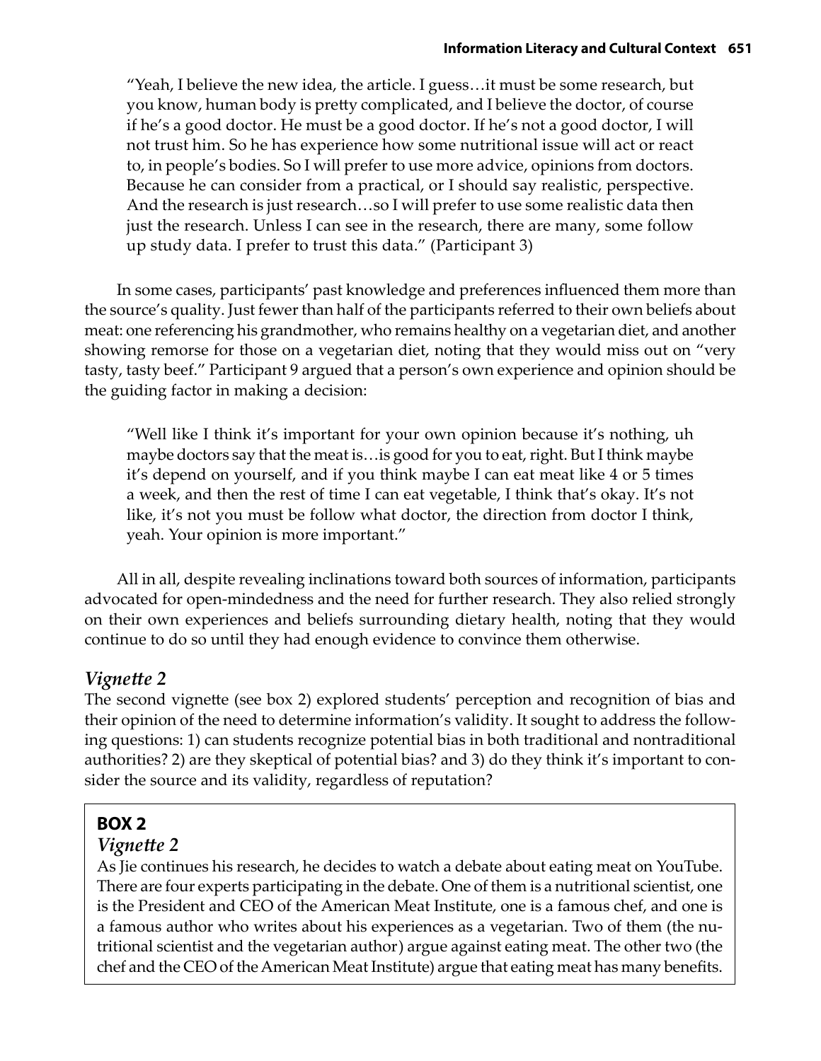> "Yeah, I believe the new idea, the article. I guess…it must be some research, but you know, human body is pretty complicated, and I believe the doctor, of course if he's a good doctor. He must be a good doctor. If he's not a good doctor, I will not trust him. So he has experience how some nutritional issue will act or react to, in people's bodies. So I will prefer to use more advice, opinions from doctors. Because he can consider from a practical, or I should say realistic, perspective. And the research is just research…so I will prefer to use some realistic data then just the research. Unless I can see in the research, there are many, some follow up study data. I prefer to trust this data." (Participant 3)

In some cases, participants' past knowledge and preferences influenced them more than the source's quality. Just fewer than half of the participants referred to their own beliefs about meat: one referencing his grandmother, who remains healthy on a vegetarian diet, and another showing remorse for those on a vegetarian diet, noting that they would miss out on "very tasty, tasty beef." Participant 9 argued that a person's own experience and opinion should be the guiding factor in making a decision:

> "Well like I think it's important for your own opinion because it's nothing, uh maybe doctors say that the meat is…is good for you to eat, right. But I think maybe it's depend on yourself, and if you think maybe I can eat meat like 4 or 5 times a week, and then the rest of time I can eat vegetable, I think that's okay. It's not like, it's not you must be follow what doctor, the direction from doctor I think, yeah. Your opinion is more important."

All in all, despite revealing inclinations toward both sources of information, participants advocated for open-mindedness and the need for further research. They also relied strongly on their own experiences and beliefs surrounding dietary health, noting that they would continue to do so until they had enough evidence to convince them otherwise.

### *Vignette 2*

The second vignette (see box 2) explored students' perception and recognition of bias and their opinion of the need to determine information's validity. It sought to address the following questions: 1) can students recognize potential bias in both traditional and nontraditional authorities? 2) are they skeptical of potential bias? and 3) do they think it's important to consider the source and its validity, regardless of reputation?

> **BOX 2**
>
> ***Vignette 2***
>
> As Jie continues his research, he decides to watch a debate about eating meat on YouTube. There are four experts participating in the debate. One of them is a nutritional scientist, one is the President and CEO of the American Meat Institute, one is a famous chef, and one is a famous author who writes about his experiences as a vegetarian. Two of them (the nutritional scientist and the vegetarian author) argue against eating meat. The other two (the chef and the CEO of the American Meat Institute) argue that eating meat has many benefits.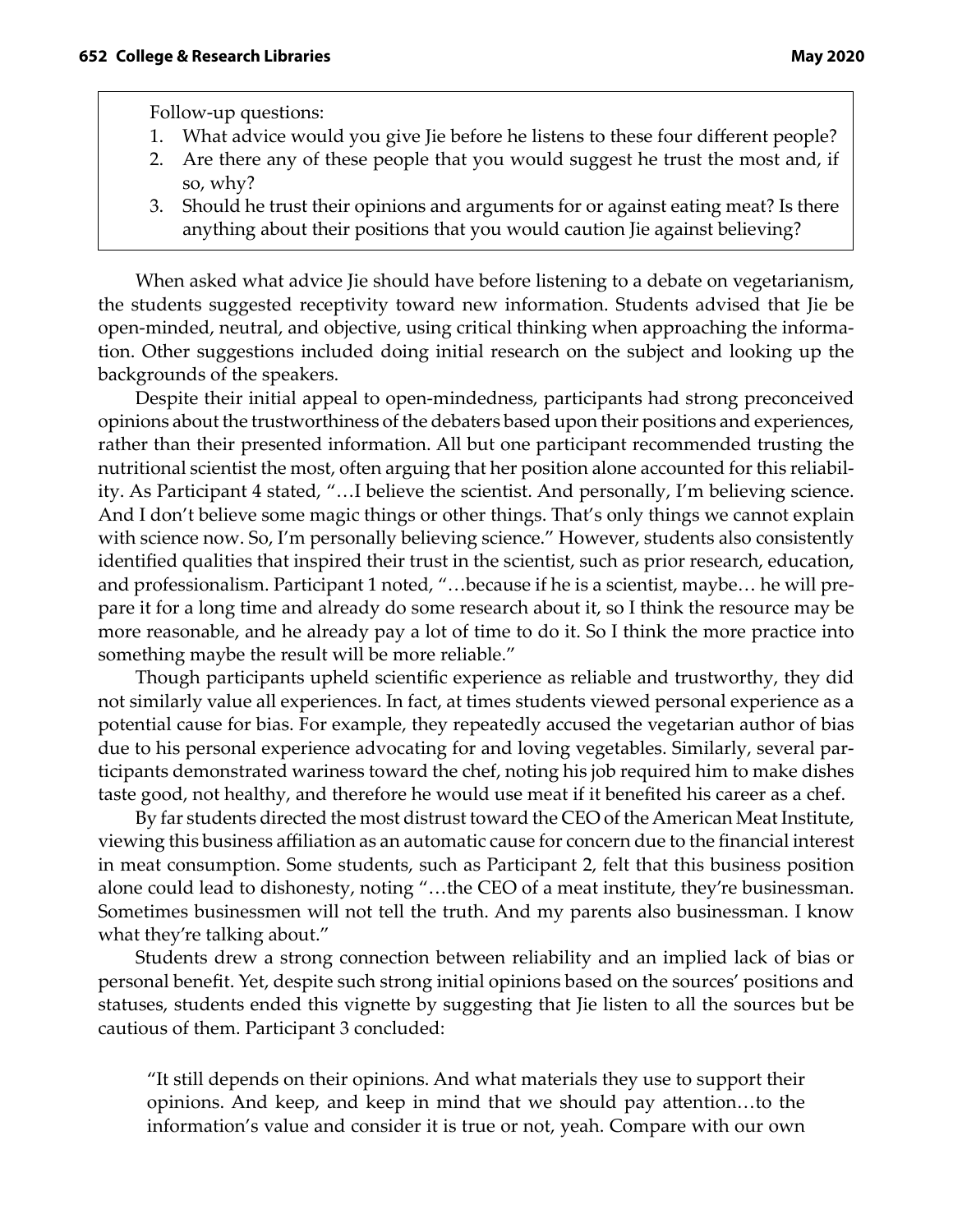Follow-up questions:

1. What advice would you give Jie before he listens to these four different people?
2. Are there any of these people that you would suggest he trust the most and, if so, why?
3. Should he trust their opinions and arguments for or against eating meat? Is there anything about their positions that you would caution Jie against believing?

When asked what advice Jie should have before listening to a debate on vegetarianism, the students suggested receptivity toward new information. Students advised that Jie be open-minded, neutral, and objective, using critical thinking when approaching the information. Other suggestions included doing initial research on the subject and looking up the backgrounds of the speakers.

Despite their initial appeal to open-mindedness, participants had strong preconceived opinions about the trustworthiness of the debaters based upon their positions and experiences, rather than their presented information. All but one participant recommended trusting the nutritional scientist the most, often arguing that her position alone accounted for this reliability. As Participant 4 stated, "…I believe the scientist. And personally, I'm believing science. And I don't believe some magic things or other things. That's only things we cannot explain with science now. So, I'm personally believing science." However, students also consistently identified qualities that inspired their trust in the scientist, such as prior research, education, and professionalism. Participant 1 noted, "…because if he is a scientist, maybe… he will prepare it for a long time and already do some research about it, so I think the resource may be more reasonable, and he already pay a lot of time to do it. So I think the more practice into something maybe the result will be more reliable."

Though participants upheld scientific experience as reliable and trustworthy, they did not similarly value all experiences. In fact, at times students viewed personal experience as a potential cause for bias. For example, they repeatedly accused the vegetarian author of bias due to his personal experience advocating for and loving vegetables. Similarly, several participants demonstrated wariness toward the chef, noting his job required him to make dishes taste good, not healthy, and therefore he would use meat if it benefited his career as a chef.

By far students directed the most distrust toward the CEO of the American Meat Institute, viewing this business affiliation as an automatic cause for concern due to the financial interest in meat consumption. Some students, such as Participant 2, felt that this business position alone could lead to dishonesty, noting "…the CEO of a meat institute, they're businessman. Sometimes businessmen will not tell the truth. And my parents also businessman. I know what they're talking about."

Students drew a strong connection between reliability and an implied lack of bias or personal benefit. Yet, despite such strong initial opinions based on the sources' positions and statuses, students ended this vignette by suggesting that Jie listen to all the sources but be cautious of them. Participant 3 concluded:

> "It still depends on their opinions. And what materials they use to support their opinions. And keep, and keep in mind that we should pay attention…to the information's value and consider it is true or not, yeah. Compare with our own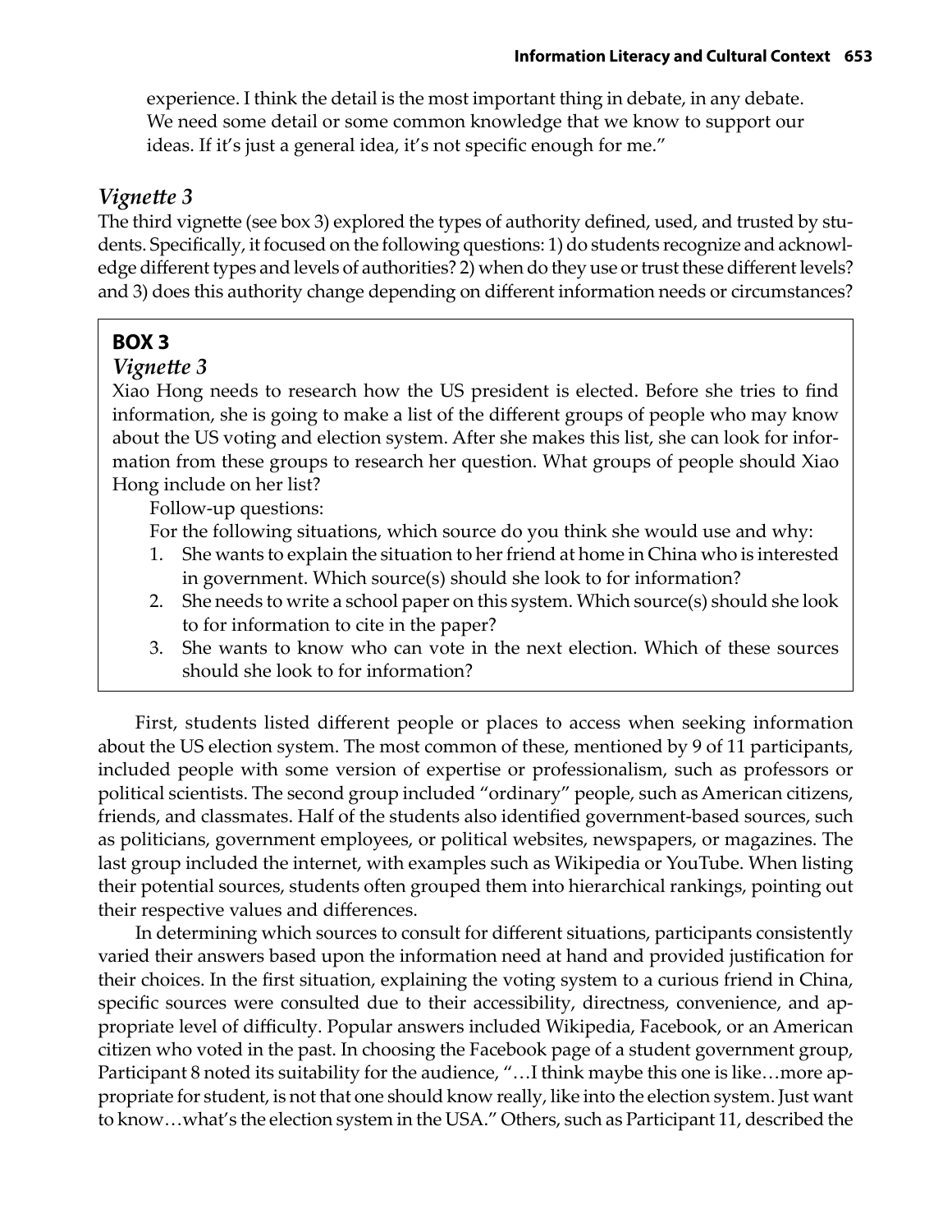experience. I think the detail is the most important thing in debate, in any debate. We need some detail or some common knowledge that we know to support our ideas. If it's just a general idea, it's not specific enough for me."

### *Vignette 3*

The third vignette (see box 3) explored the types of authority defined, used, and trusted by students. Specifically, it focused on the following questions: 1) do students recognize and acknowledge different types and levels of authorities? 2) when do they use or trust these different levels? and 3) does this authority change depending on different information needs or circumstances?

> **BOX 3**
>
> ***Vignette 3***
>
> Xiao Hong needs to research how the US president is elected. Before she tries to find information, she is going to make a list of the different groups of people who may know about the US voting and election system. After she makes this list, she can look for information from these groups to research her question. What groups of people should Xiao Hong include on her list?
>
> Follow-up questions:
>
> For the following situations, which source do you think she would use and why:
>
> 1. She wants to explain the situation to her friend at home in China who is interested in government. Which source(s) should she look to for information?
> 2. She needs to write a school paper on this system. Which source(s) should she look to for information to cite in the paper?
> 3. She wants to know who can vote in the next election. Which of these sources should she look to for information?

First, students listed different people or places to access when seeking information about the US election system. The most common of these, mentioned by 9 of 11 participants, included people with some version of expertise or professionalism, such as professors or political scientists. The second group included "ordinary" people, such as American citizens, friends, and classmates. Half of the students also identified government-based sources, such as politicians, government employees, or political websites, newspapers, or magazines. The last group included the internet, with examples such as Wikipedia or YouTube. When listing their potential sources, students often grouped them into hierarchical rankings, pointing out their respective values and differences.

In determining which sources to consult for different situations, participants consistently varied their answers based upon the information need at hand and provided justification for their choices. In the first situation, explaining the voting system to a curious friend in China, specific sources were consulted due to their accessibility, directness, convenience, and appropriate level of difficulty. Popular answers included Wikipedia, Facebook, or an American citizen who voted in the past. In choosing the Facebook page of a student government group, Participant 8 noted its suitability for the audience, "…I think maybe this one is like…more appropriate for student, is not that one should know really, like into the election system. Just want to know…what's the election system in the USA." Others, such as Participant 11, described the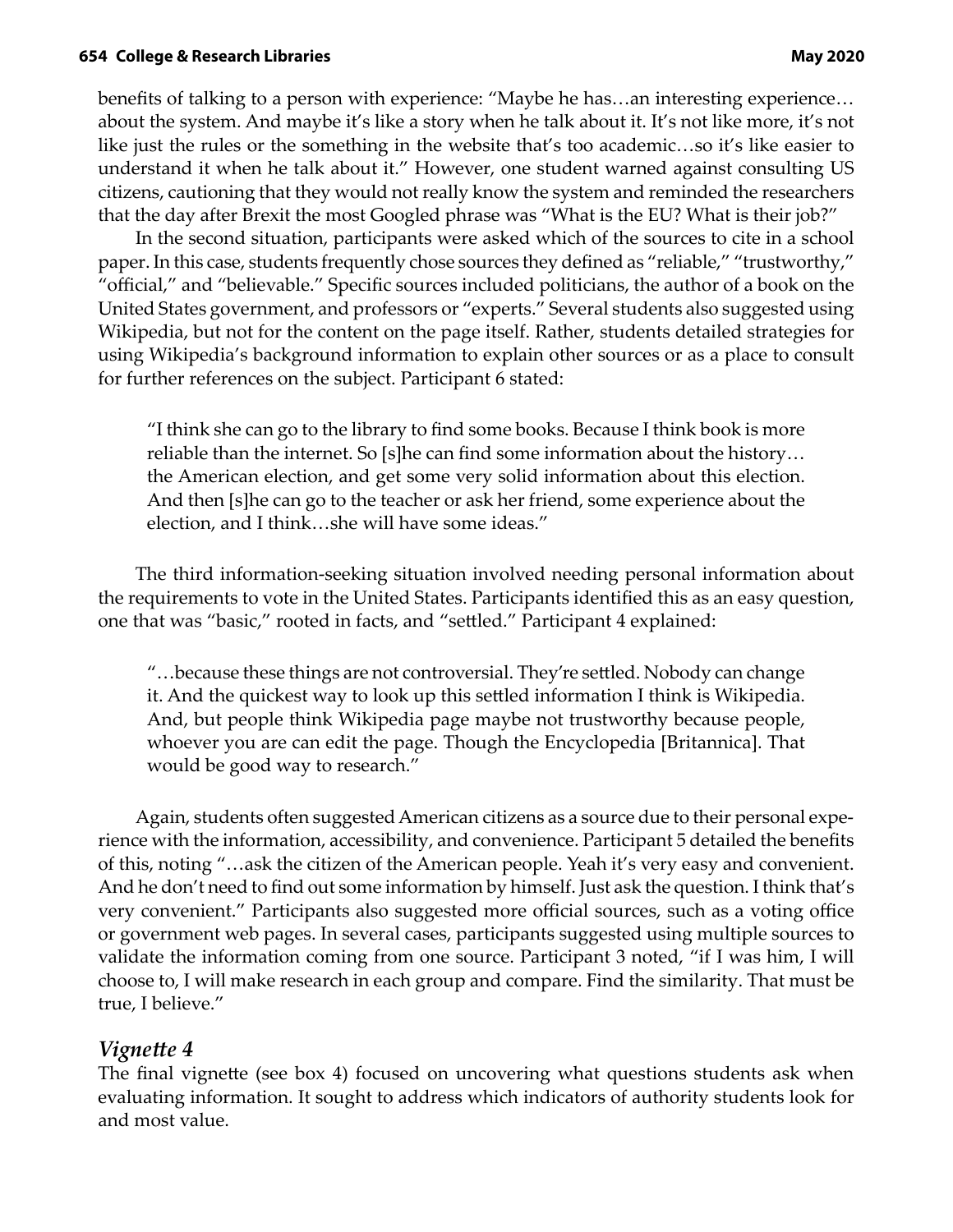benefits of talking to a person with experience: "Maybe he has…an interesting experience… about the system. And maybe it's like a story when he talk about it. It's not like more, it's not like just the rules or the something in the website that's too academic…so it's like easier to understand it when he talk about it." However, one student warned against consulting US citizens, cautioning that they would not really know the system and reminded the researchers that the day after Brexit the most Googled phrase was "What is the EU? What is their job?"

In the second situation, participants were asked which of the sources to cite in a school paper. In this case, students frequently chose sources they defined as "reliable," "trustworthy," "official," and "believable." Specific sources included politicians, the author of a book on the United States government, and professors or "experts." Several students also suggested using Wikipedia, but not for the content on the page itself. Rather, students detailed strategies for using Wikipedia's background information to explain other sources or as a place to consult for further references on the subject. Participant 6 stated:

> "I think she can go to the library to find some books. Because I think book is more reliable than the internet. So [s]he can find some information about the history… the American election, and get some very solid information about this election. And then [s]he can go to the teacher or ask her friend, some experience about the election, and I think…she will have some ideas."

The third information-seeking situation involved needing personal information about the requirements to vote in the United States. Participants identified this as an easy question, one that was "basic," rooted in facts, and "settled." Participant 4 explained:

> "…because these things are not controversial. They're settled. Nobody can change it. And the quickest way to look up this settled information I think is Wikipedia. And, but people think Wikipedia page maybe not trustworthy because people, whoever you are can edit the page. Though the Encyclopedia [Britannica]. That would be good way to research."

Again, students often suggested American citizens as a source due to their personal experience with the information, accessibility, and convenience. Participant 5 detailed the benefits of this, noting "…ask the citizen of the American people. Yeah it's very easy and convenient. And he don't need to find out some information by himself. Just ask the question. I think that's very convenient." Participants also suggested more official sources, such as a voting office or government web pages. In several cases, participants suggested using multiple sources to validate the information coming from one source. Participant 3 noted, "if I was him, I will choose to, I will make research in each group and compare. Find the similarity. That must be true, I believe."

### *Vignette 4*

The final vignette (see box 4) focused on uncovering what questions students ask when evaluating information. It sought to address which indicators of authority students look for and most value.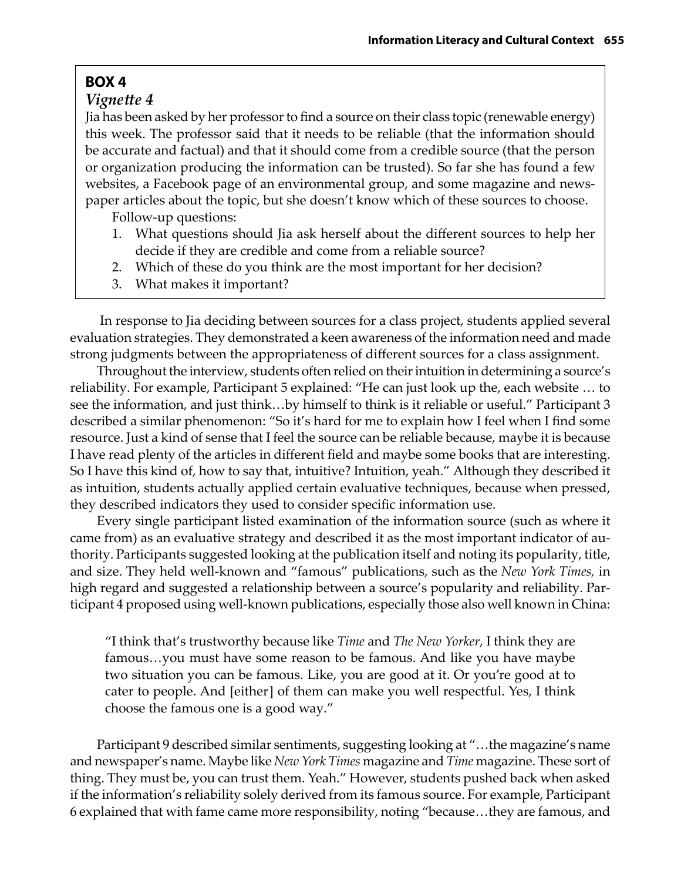**BOX 4**

*Vignette 4*

Jia has been asked by her professor to find a source on their class topic (renewable energy) this week. The professor said that it needs to be reliable (that the information should be accurate and factual) and that it should come from a credible source (that the person or organization producing the information can be trusted). So far she has found a few websites, a Facebook page of an environmental group, and some magazine and newspaper articles about the topic, but she doesn't know which of these sources to choose.

Follow-up questions:

1. What questions should Jia ask herself about the different sources to help her decide if they are credible and come from a reliable source?
2. Which of these do you think are the most important for her decision?
3. What makes it important?

In response to Jia deciding between sources for a class project, students applied several evaluation strategies. They demonstrated a keen awareness of the information need and made strong judgments between the appropriateness of different sources for a class assignment.

Throughout the interview, students often relied on their intuition in determining a source's reliability. For example, Participant 5 explained: "He can just look up the, each website … to see the information, and just think…by himself to think is it reliable or useful." Participant 3 described a similar phenomenon: "So it's hard for me to explain how I feel when I find some resource. Just a kind of sense that I feel the source can be reliable because, maybe it is because I have read plenty of the articles in different field and maybe some books that are interesting. So I have this kind of, how to say that, intuitive? Intuition, yeah." Although they described it as intuition, students actually applied certain evaluative techniques, because when pressed, they described indicators they used to consider specific information use.

Every single participant listed examination of the information source (such as where it came from) as an evaluative strategy and described it as the most important indicator of authority. Participants suggested looking at the publication itself and noting its popularity, title, and size. They held well-known and "famous" publications, such as the *New York Times,* in high regard and suggested a relationship between a source's popularity and reliability. Participant 4 proposed using well-known publications, especially those also well known in China:

> "I think that's trustworthy because like *Time* and *The New Yorker*, I think they are famous…you must have some reason to be famous. And like you have maybe two situation you can be famous. Like, you are good at it. Or you're good at to cater to people. And [either] of them can make you well respectful. Yes, I think choose the famous one is a good way."

Participant 9 described similar sentiments, suggesting looking at "…the magazine's name and newspaper's name. Maybe like *New York Times* magazine and *Time* magazine. These sort of thing. They must be, you can trust them. Yeah." However, students pushed back when asked if the information's reliability solely derived from its famous source. For example, Participant 6 explained that with fame came more responsibility, noting "because…they are famous, and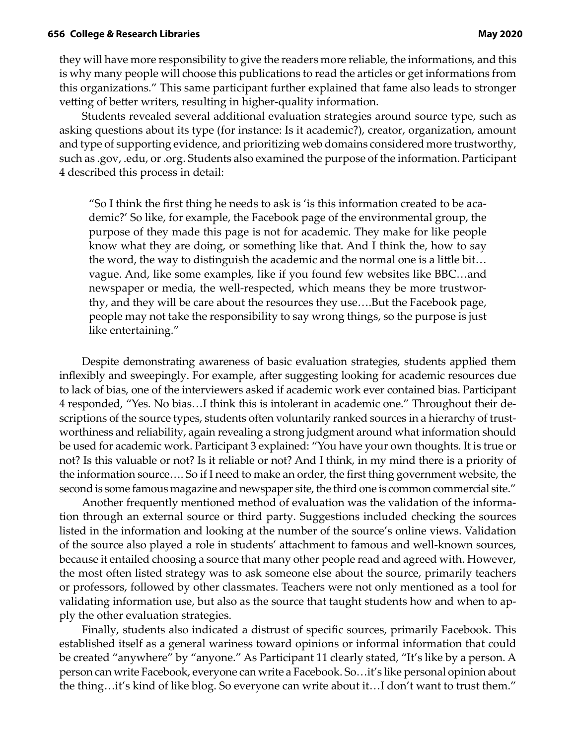they will have more responsibility to give the readers more reliable, the informations, and this is why many people will choose this publications to read the articles or get informations from this organizations." This same participant further explained that fame also leads to stronger vetting of better writers, resulting in higher-quality information.

Students revealed several additional evaluation strategies around source type, such as asking questions about its type (for instance: Is it academic?), creator, organization, amount and type of supporting evidence, and prioritizing web domains considered more trustworthy, such as .gov, .edu, or .org. Students also examined the purpose of the information. Participant 4 described this process in detail:

> "So I think the first thing he needs to ask is 'is this information created to be academic?' So like, for example, the Facebook page of the environmental group, the purpose of they made this page is not for academic. They make for like people know what they are doing, or something like that. And I think the, how to say the word, the way to distinguish the academic and the normal one is a little bit… vague. And, like some examples, like if you found few websites like BBC…and newspaper or media, the well-respected, which means they be more trustworthy, and they will be care about the resources they use….But the Facebook page, people may not take the responsibility to say wrong things, so the purpose is just like entertaining."

Despite demonstrating awareness of basic evaluation strategies, students applied them inflexibly and sweepingly. For example, after suggesting looking for academic resources due to lack of bias, one of the interviewers asked if academic work ever contained bias. Participant 4 responded, "Yes. No bias…I think this is intolerant in academic one." Throughout their descriptions of the source types, students often voluntarily ranked sources in a hierarchy of trustworthiness and reliability, again revealing a strong judgment around what information should be used for academic work. Participant 3 explained: "You have your own thoughts. It is true or not? Is this valuable or not? Is it reliable or not? And I think, in my mind there is a priority of the information source…. So if I need to make an order, the first thing government website, the second is some famous magazine and newspaper site, the third one is common commercial site."

Another frequently mentioned method of evaluation was the validation of the information through an external source or third party. Suggestions included checking the sources listed in the information and looking at the number of the source's online views. Validation of the source also played a role in students' attachment to famous and well-known sources, because it entailed choosing a source that many other people read and agreed with. However, the most often listed strategy was to ask someone else about the source, primarily teachers or professors, followed by other classmates. Teachers were not only mentioned as a tool for validating information use, but also as the source that taught students how and when to apply the other evaluation strategies.

Finally, students also indicated a distrust of specific sources, primarily Facebook. This established itself as a general wariness toward opinions or informal information that could be created "anywhere" by "anyone." As Participant 11 clearly stated, "It's like by a person. A person can write Facebook, everyone can write a Facebook. So…it's like personal opinion about the thing…it's kind of like blog. So everyone can write about it…I don't want to trust them."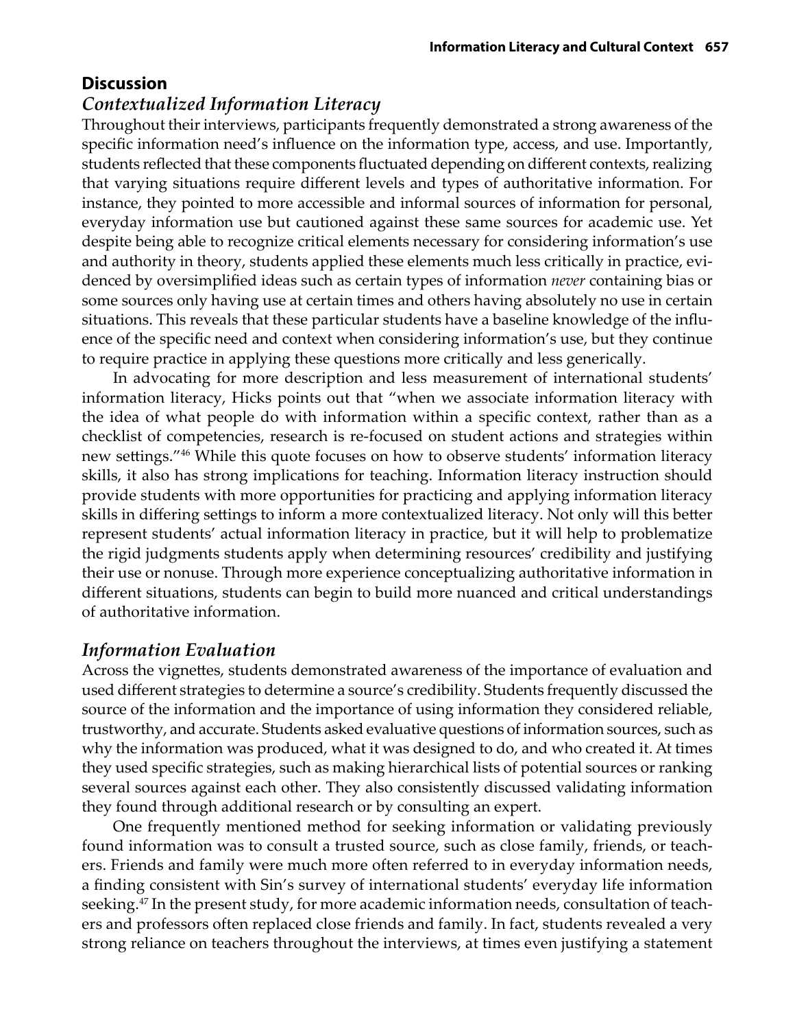## Discussion

### *Contextualized Information Literacy*

Throughout their interviews, participants frequently demonstrated a strong awareness of the specific information need's influence on the information type, access, and use. Importantly, students reflected that these components fluctuated depending on different contexts, realizing that varying situations require different levels and types of authoritative information. For instance, they pointed to more accessible and informal sources of information for personal, everyday information use but cautioned against these same sources for academic use. Yet despite being able to recognize critical elements necessary for considering information's use and authority in theory, students applied these elements much less critically in practice, evidenced by oversimplified ideas such as certain types of information *never* containing bias or some sources only having use at certain times and others having absolutely no use in certain situations. This reveals that these particular students have a baseline knowledge of the influence of the specific need and context when considering information's use, but they continue to require practice in applying these questions more critically and less generically.

In advocating for more description and less measurement of international students' information literacy, Hicks points out that "when we associate information literacy with the idea of what people do with information within a specific context, rather than as a checklist of competencies, research is re-focused on student actions and strategies within new settings."[46] While this quote focuses on how to observe students' information literacy skills, it also has strong implications for teaching. Information literacy instruction should provide students with more opportunities for practicing and applying information literacy skills in differing settings to inform a more contextualized literacy. Not only will this better represent students' actual information literacy in practice, but it will help to problematize the rigid judgments students apply when determining resources' credibility and justifying their use or nonuse. Through more experience conceptualizing authoritative information in different situations, students can begin to build more nuanced and critical understandings of authoritative information.

### *Information Evaluation*

Across the vignettes, students demonstrated awareness of the importance of evaluation and used different strategies to determine a source's credibility. Students frequently discussed the source of the information and the importance of using information they considered reliable, trustworthy, and accurate. Students asked evaluative questions of information sources, such as why the information was produced, what it was designed to do, and who created it. At times they used specific strategies, such as making hierarchical lists of potential sources or ranking several sources against each other. They also consistently discussed validating information they found through additional research or by consulting an expert.

One frequently mentioned method for seeking information or validating previously found information was to consult a trusted source, such as close family, friends, or teachers. Friends and family were much more often referred to in everyday information needs, a finding consistent with Sin's survey of international students' everyday life information seeking.[47] In the present study, for more academic information needs, consultation of teachers and professors often replaced close friends and family. In fact, students revealed a very strong reliance on teachers throughout the interviews, at times even justifying a statement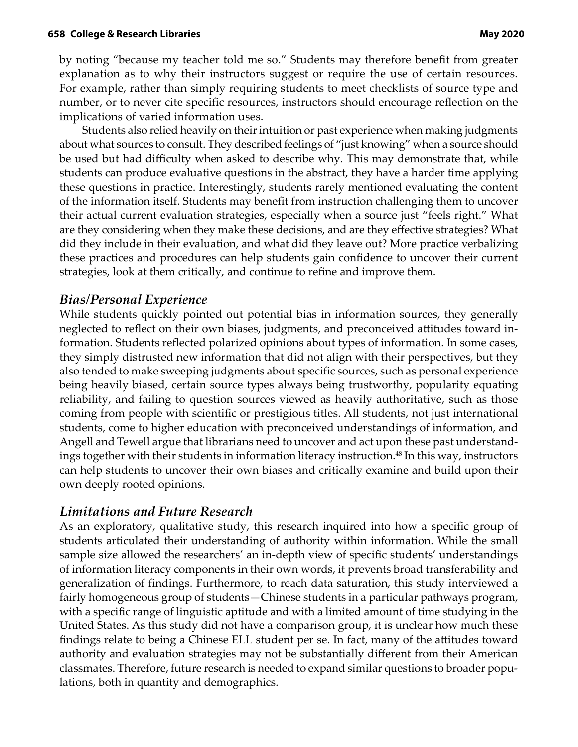by noting "because my teacher told me so." Students may therefore benefit from greater explanation as to why their instructors suggest or require the use of certain resources. For example, rather than simply requiring students to meet checklists of source type and number, or to never cite specific resources, instructors should encourage reflection on the implications of varied information uses.

Students also relied heavily on their intuition or past experience when making judgments about what sources to consult. They described feelings of "just knowing" when a source should be used but had difficulty when asked to describe why. This may demonstrate that, while students can produce evaluative questions in the abstract, they have a harder time applying these questions in practice. Interestingly, students rarely mentioned evaluating the content of the information itself. Students may benefit from instruction challenging them to uncover their actual current evaluation strategies, especially when a source just "feels right." What are they considering when they make these decisions, and are they effective strategies? What did they include in their evaluation, and what did they leave out? More practice verbalizing these practices and procedures can help students gain confidence to uncover their current strategies, look at them critically, and continue to refine and improve them.

## *Bias/Personal Experience*

While students quickly pointed out potential bias in information sources, they generally neglected to reflect on their own biases, judgments, and preconceived attitudes toward information. Students reflected polarized opinions about types of information. In some cases, they simply distrusted new information that did not align with their perspectives, but they also tended to make sweeping judgments about specific sources, such as personal experience being heavily biased, certain source types always being trustworthy, popularity equating reliability, and failing to question sources viewed as heavily authoritative, such as those coming from people with scientific or prestigious titles. All students, not just international students, come to higher education with preconceived understandings of information, and Angell and Tewell argue that librarians need to uncover and act upon these past understandings together with their students in information literacy instruction.[48] In this way, instructors can help students to uncover their own biases and critically examine and build upon their own deeply rooted opinions.

## *Limitations and Future Research*

As an exploratory, qualitative study, this research inquired into how a specific group of students articulated their understanding of authority within information. While the small sample size allowed the researchers' an in-depth view of specific students' understandings of information literacy components in their own words, it prevents broad transferability and generalization of findings. Furthermore, to reach data saturation, this study interviewed a fairly homogeneous group of students—Chinese students in a particular pathways program, with a specific range of linguistic aptitude and with a limited amount of time studying in the United States. As this study did not have a comparison group, it is unclear how much these findings relate to being a Chinese ELL student per se. In fact, many of the attitudes toward authority and evaluation strategies may not be substantially different from their American classmates. Therefore, future research is needed to expand similar questions to broader populations, both in quantity and demographics.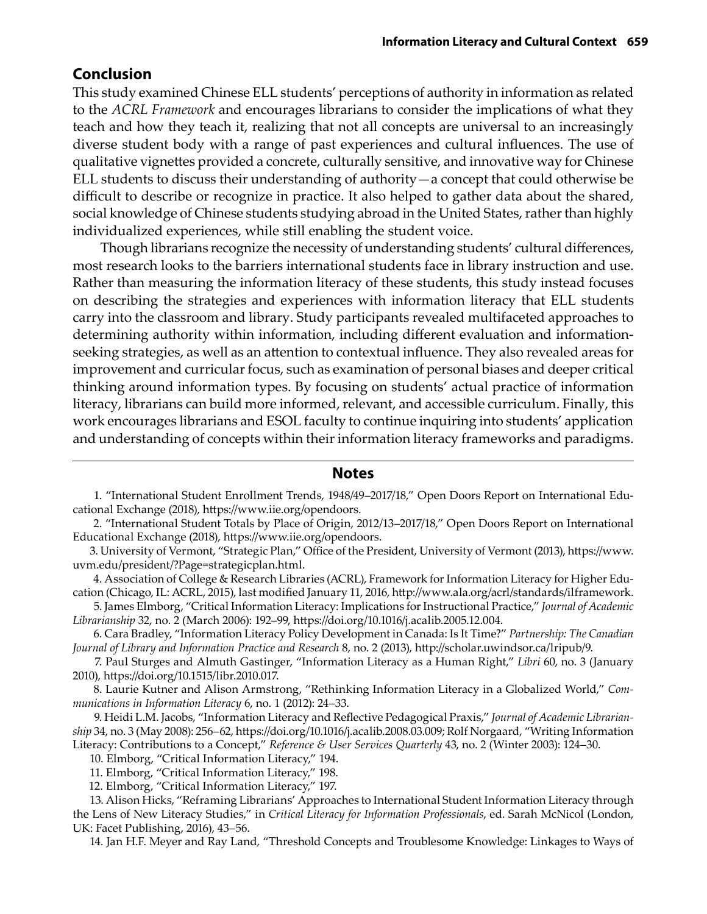## Conclusion

This study examined Chinese ELL students' perceptions of authority in information as related to the *ACRL Framework* and encourages librarians to consider the implications of what they teach and how they teach it, realizing that not all concepts are universal to an increasingly diverse student body with a range of past experiences and cultural influences. The use of qualitative vignettes provided a concrete, culturally sensitive, and innovative way for Chinese ELL students to discuss their understanding of authority—a concept that could otherwise be difficult to describe or recognize in practice. It also helped to gather data about the shared, social knowledge of Chinese students studying abroad in the United States, rather than highly individualized experiences, while still enabling the student voice.

Though librarians recognize the necessity of understanding students' cultural differences, most research looks to the barriers international students face in library instruction and use. Rather than measuring the information literacy of these students, this study instead focuses on describing the strategies and experiences with information literacy that ELL students carry into the classroom and library. Study participants revealed multifaceted approaches to determining authority within information, including different evaluation and information-seeking strategies, as well as an attention to contextual influence. They also revealed areas for improvement and curricular focus, such as examination of personal biases and deeper critical thinking around information types. By focusing on students' actual practice of information literacy, librarians can build more informed, relevant, and accessible curriculum. Finally, this work encourages librarians and ESOL faculty to continue inquiring into students' application and understanding of concepts within their information literacy frameworks and paradigms.

## Notes

1. "International Student Enrollment Trends, 1948/49–2017/18," Open Doors Report on International Educational Exchange (2018), https://www.iie.org/opendoors.

2. "International Student Totals by Place of Origin, 2012/13–2017/18," Open Doors Report on International Educational Exchange (2018), https://www.iie.org/opendoors.

3. University of Vermont, "Strategic Plan," Office of the President, University of Vermont (2013), https://www.uvm.edu/president/?Page=strategicplan.html.

4. Association of College & Research Libraries (ACRL), Framework for Information Literacy for Higher Education (Chicago, IL: ACRL, 2015), last modified January 11, 2016, http://www.ala.org/acrl/standards/ilframework.

5. James Elmborg, "Critical Information Literacy: Implications for Instructional Practice," *Journal of Academic Librarianship* 32, no. 2 (March 2006): 192–99, https://doi.org/10.1016/j.acalib.2005.12.004.

6. Cara Bradley, "Information Literacy Policy Development in Canada: Is It Time?" *Partnership: The Canadian Journal of Library and Information Practice and Research* 8, no. 2 (2013), http://scholar.uwindsor.ca/lripub/9.

7. Paul Sturges and Almuth Gastinger, "Information Literacy as a Human Right," *Libri* 60, no. 3 (January 2010), https://doi.org/10.1515/libr.2010.017.

8. Laurie Kutner and Alison Armstrong, "Rethinking Information Literacy in a Globalized World," *Communications in Information Literacy* 6, no. 1 (2012): 24–33.

9. Heidi L.M. Jacobs, "Information Literacy and Reflective Pedagogical Praxis," *Journal of Academic Librarianship* 34, no. 3 (May 2008): 256–62, https://doi.org/10.1016/j.acalib.2008.03.009; Rolf Norgaard, "Writing Information Literacy: Contributions to a Concept," *Reference & User Services Quarterly* 43, no. 2 (Winter 2003): 124–30.

10. Elmborg, "Critical Information Literacy," 194.

11. Elmborg, "Critical Information Literacy," 198.

12. Elmborg, "Critical Information Literacy," 197.

13. Alison Hicks, "Reframing Librarians' Approaches to International Student Information Literacy through the Lens of New Literacy Studies," in *Critical Literacy for Information Professionals*, ed. Sarah McNicol (London, UK: Facet Publishing, 2016), 43–56.

14. Jan H.F. Meyer and Ray Land, "Threshold Concepts and Troublesome Knowledge: Linkages to Ways of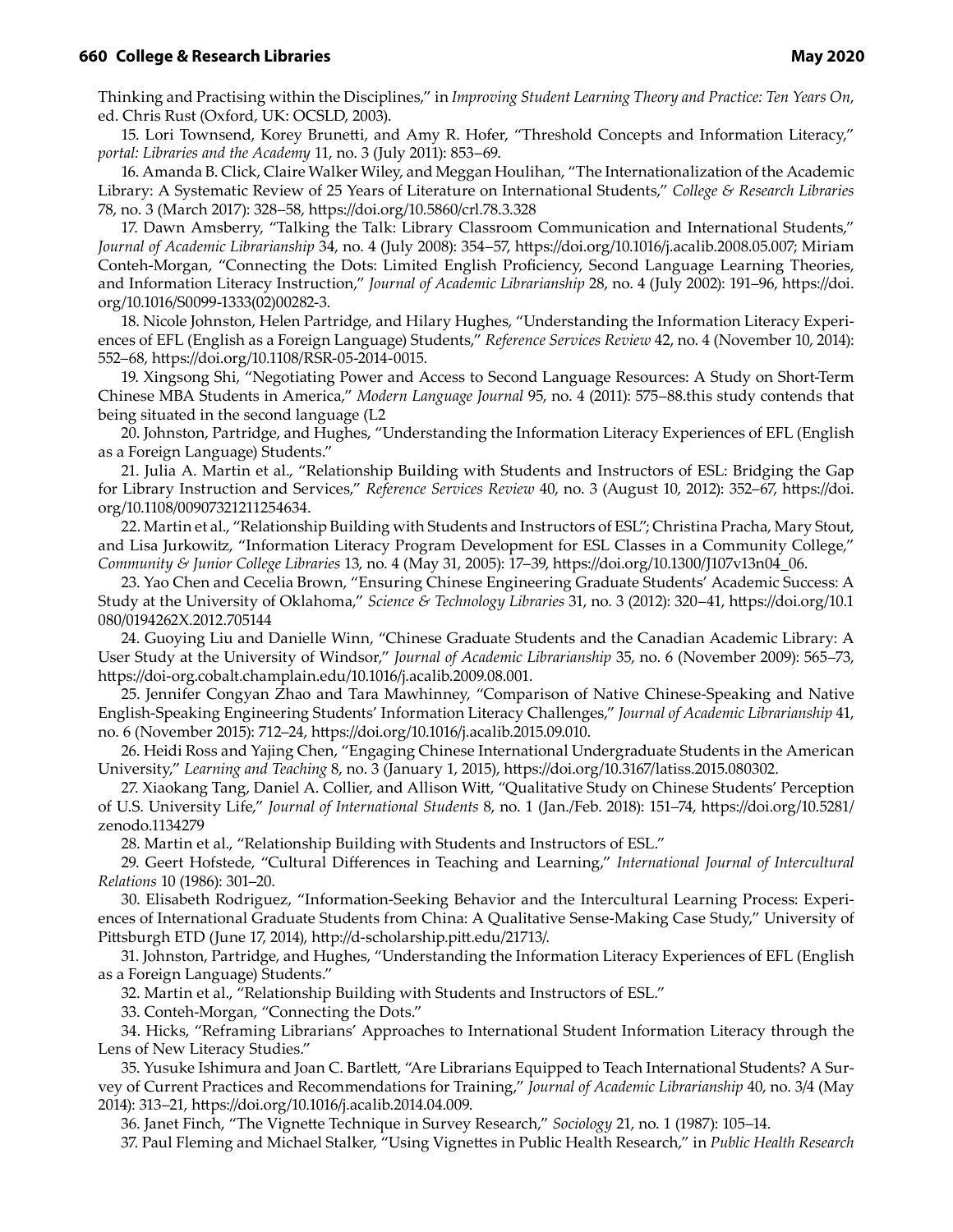Thinking and Practising within the Disciplines," in *Improving Student Learning Theory and Practice: Ten Years On*, ed. Chris Rust (Oxford, UK: OCSLD, 2003).

15. Lori Townsend, Korey Brunetti, and Amy R. Hofer, "Threshold Concepts and Information Literacy," *portal: Libraries and the Academy* 11, no. 3 (July 2011): 853–69.

16. Amanda B. Click, Claire Walker Wiley, and Meggan Houlihan, "The Internationalization of the Academic Library: A Systematic Review of 25 Years of Literature on International Students," *College & Research Libraries* 78, no. 3 (March 2017): 328–58, https://doi.org/10.5860/crl.78.3.328

17. Dawn Amsberry, "Talking the Talk: Library Classroom Communication and International Students," *Journal of Academic Librarianship* 34, no. 4 (July 2008): 354–57, https://doi.org/10.1016/j.acalib.2008.05.007; Miriam Conteh-Morgan, "Connecting the Dots: Limited English Proficiency, Second Language Learning Theories, and Information Literacy Instruction," *Journal of Academic Librarianship* 28, no. 4 (July 2002): 191–96, https://doi.org/10.1016/S0099-1333(02)00282-3.

18. Nicole Johnston, Helen Partridge, and Hilary Hughes, "Understanding the Information Literacy Experiences of EFL (English as a Foreign Language) Students," *Reference Services Review* 42, no. 4 (November 10, 2014): 552–68, https://doi.org/10.1108/RSR-05-2014-0015.

19. Xingsong Shi, "Negotiating Power and Access to Second Language Resources: A Study on Short-Term Chinese MBA Students in America," *Modern Language Journal* 95, no. 4 (2011): 575–88.this study contends that being situated in the second language (L2

20. Johnston, Partridge, and Hughes, "Understanding the Information Literacy Experiences of EFL (English as a Foreign Language) Students."

21. Julia A. Martin et al., "Relationship Building with Students and Instructors of ESL: Bridging the Gap for Library Instruction and Services," *Reference Services Review* 40, no. 3 (August 10, 2012): 352–67, https://doi.org/10.1108/00907321211254634.

22. Martin et al., "Relationship Building with Students and Instructors of ESL"; Christina Pracha, Mary Stout, and Lisa Jurkowitz, "Information Literacy Program Development for ESL Classes in a Community College," *Community & Junior College Libraries* 13, no. 4 (May 31, 2005): 17–39, https://doi.org/10.1300/J107v13n04_06.

23. Yao Chen and Cecelia Brown, "Ensuring Chinese Engineering Graduate Students' Academic Success: A Study at the University of Oklahoma," *Science & Technology Libraries* 31, no. 3 (2012): 320–41, https://doi.org/10.1080/0194262X.2012.705144

24. Guoying Liu and Danielle Winn, "Chinese Graduate Students and the Canadian Academic Library: A User Study at the University of Windsor," *Journal of Academic Librarianship* 35, no. 6 (November 2009): 565–73, https://doi-org.cobalt.champlain.edu/10.1016/j.acalib.2009.08.001.

25. Jennifer Congyan Zhao and Tara Mawhinney, "Comparison of Native Chinese-Speaking and Native English-Speaking Engineering Students' Information Literacy Challenges," *Journal of Academic Librarianship* 41, no. 6 (November 2015): 712–24, https://doi.org/10.1016/j.acalib.2015.09.010.

26. Heidi Ross and Yajing Chen, "Engaging Chinese International Undergraduate Students in the American University," *Learning and Teaching* 8, no. 3 (January 1, 2015), https://doi.org/10.3167/latiss.2015.080302.

27. Xiaokang Tang, Daniel A. Collier, and Allison Witt, "Qualitative Study on Chinese Students' Perception of U.S. University Life," *Journal of International Students* 8, no. 1 (Jan./Feb. 2018): 151–74, https://doi.org/10.5281/zenodo.1134279

28. Martin et al., "Relationship Building with Students and Instructors of ESL."

29. Geert Hofstede, "Cultural Differences in Teaching and Learning," *International Journal of Intercultural Relations* 10 (1986): 301–20.

30. Elisabeth Rodriguez, "Information-Seeking Behavior and the Intercultural Learning Process: Experiences of International Graduate Students from China: A Qualitative Sense-Making Case Study," University of Pittsburgh ETD (June 17, 2014), http://d-scholarship.pitt.edu/21713/.

31. Johnston, Partridge, and Hughes, "Understanding the Information Literacy Experiences of EFL (English as a Foreign Language) Students."

32. Martin et al., "Relationship Building with Students and Instructors of ESL."

33. Conteh-Morgan, "Connecting the Dots."

34. Hicks, "Reframing Librarians' Approaches to International Student Information Literacy through the Lens of New Literacy Studies."

35. Yusuke Ishimura and Joan C. Bartlett, "Are Librarians Equipped to Teach International Students? A Survey of Current Practices and Recommendations for Training," *Journal of Academic Librarianship* 40, no. 3/4 (May 2014): 313–21, https://doi.org/10.1016/j.acalib.2014.04.009.

36. Janet Finch, "The Vignette Technique in Survey Research," *Sociology* 21, no. 1 (1987): 105–14.

37. Paul Fleming and Michael Stalker, "Using Vignettes in Public Health Research," in *Public Health Research*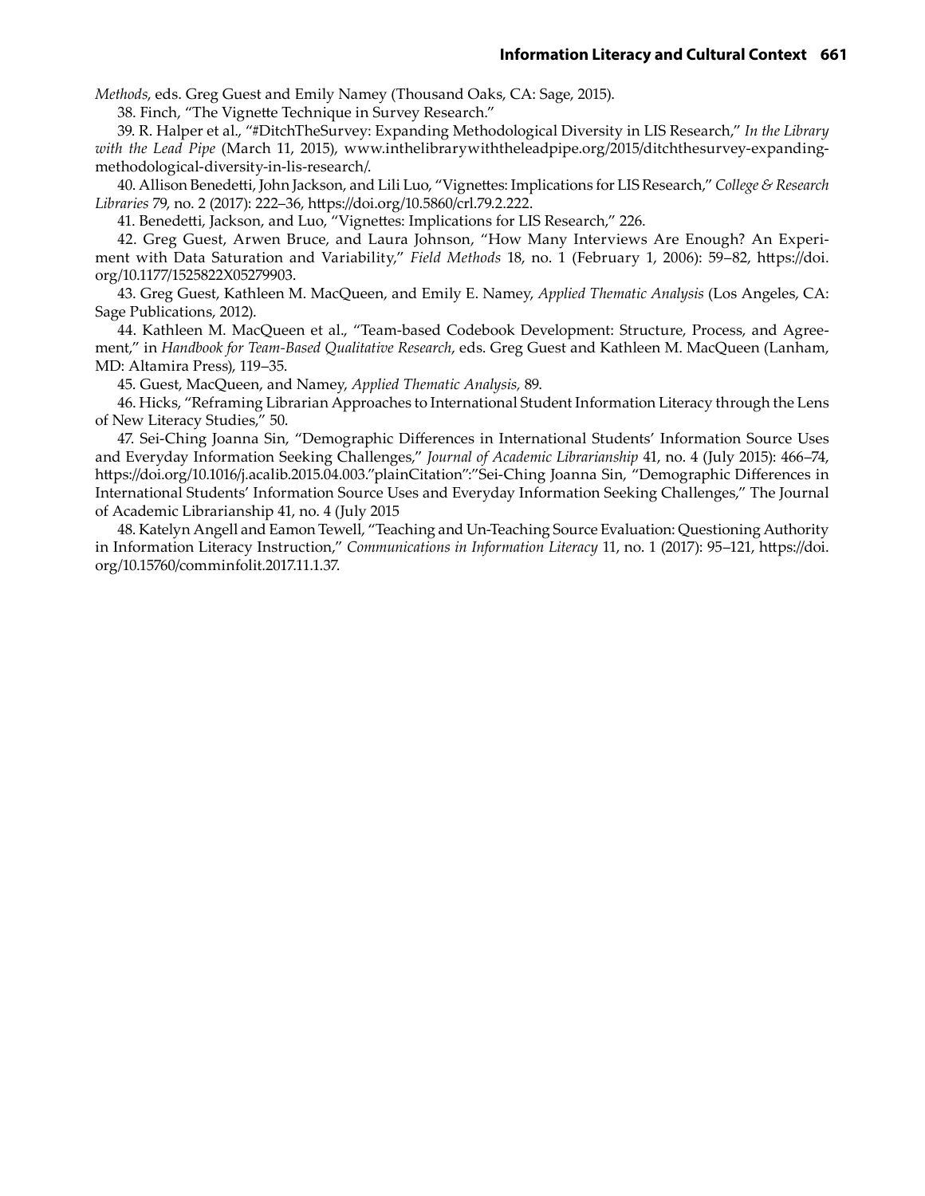*Methods*, eds. Greg Guest and Emily Namey (Thousand Oaks, CA: Sage, 2015).

38. Finch, "The Vignette Technique in Survey Research."

39. R. Halper et al., "#DitchTheSurvey: Expanding Methodological Diversity in LIS Research," *In the Library with the Lead Pipe* (March 11, 2015), www.inthelibrarywiththeleadpipe.org/2015/ditchthesurvey-expanding-methodological-diversity-in-lis-research/.

40. Allison Benedetti, John Jackson, and Lili Luo, "Vignettes: Implications for LIS Research," *College & Research Libraries* 79, no. 2 (2017): 222–36, https://doi.org/10.5860/crl.79.2.222.

41. Benedetti, Jackson, and Luo, "Vignettes: Implications for LIS Research," 226.

42. Greg Guest, Arwen Bruce, and Laura Johnson, "How Many Interviews Are Enough? An Experiment with Data Saturation and Variability," *Field Methods* 18, no. 1 (February 1, 2006): 59–82, https://doi.org/10.1177/1525822X05279903.

43. Greg Guest, Kathleen M. MacQueen, and Emily E. Namey, *Applied Thematic Analysis* (Los Angeles, CA: Sage Publications, 2012).

44. Kathleen M. MacQueen et al., "Team-based Codebook Development: Structure, Process, and Agreement," in *Handbook for Team-Based Qualitative Research*, eds. Greg Guest and Kathleen M. MacQueen (Lanham, MD: Altamira Press), 119–35.

45. Guest, MacQueen, and Namey, *Applied Thematic Analysis,* 89.

46. Hicks, "Reframing Librarian Approaches to International Student Information Literacy through the Lens of New Literacy Studies," 50.

47. Sei-Ching Joanna Sin, "Demographic Differences in International Students' Information Source Uses and Everyday Information Seeking Challenges," *Journal of Academic Librarianship* 41, no. 4 (July 2015): 466–74, https://doi.org/10.1016/j.acalib.2015.04.003."plainCitation":"Sei-Ching Joanna Sin, "Demographic Differences in International Students' Information Source Uses and Everyday Information Seeking Challenges," The Journal of Academic Librarianship 41, no. 4 (July 2015

48. Katelyn Angell and Eamon Tewell, "Teaching and Un-Teaching Source Evaluation: Questioning Authority in Information Literacy Instruction," *Communications in Information Literacy* 11, no. 1 (2017): 95–121, https://doi.org/10.15760/comminfolit.2017.11.1.37.